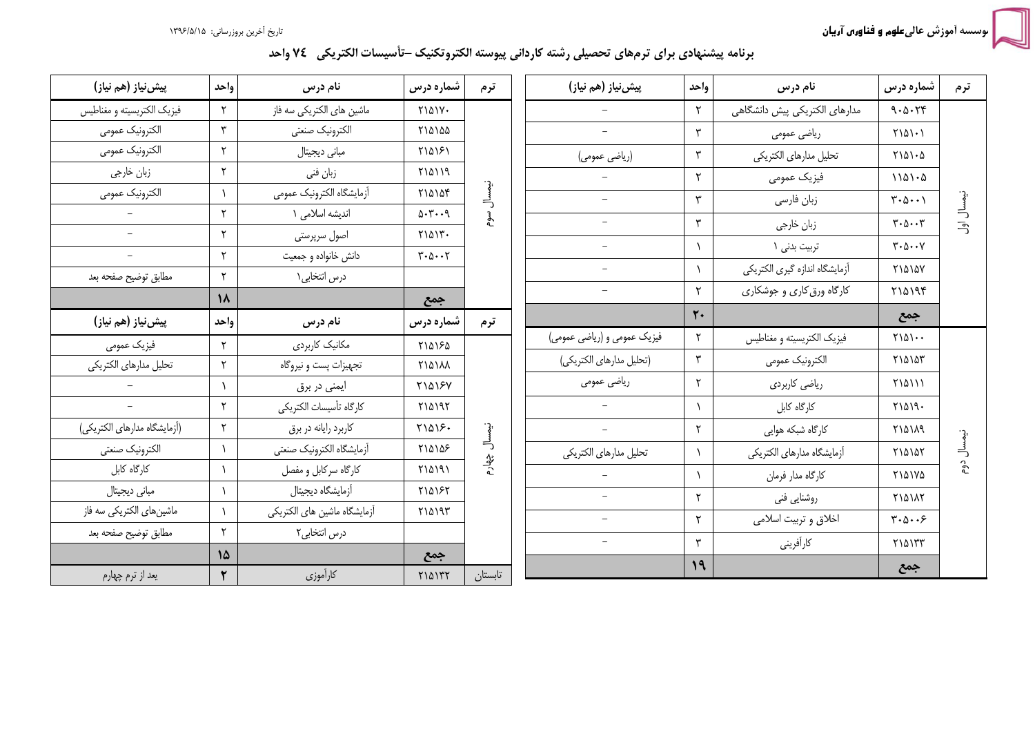موسسه آموزش عالی علوم و فناوری آریان

تاریخ آخرین بروزرسانی: ۱۳۹۶/۵/۱۵

# برنامه پیشنهادی برای ترم‌های تحصیلی رشته کاردانی پیوسته الکتروتکنیک –تأسیسات الکتریکی ۷۴ واحد

| ترم | شماره درس | نام درس | واحد | پیش‌نیاز (هم نیاز) |
|---|---|---|---|---|
| نیمسال اول | ۹۰۵۰۲۴ | مدارهای الکتریکی پیش دانشگاهی | ۲ | – |
| | ۲۱۵۱۰۱ | ریاضی عمومی | ۳ | – |
| | ۲۱۵۱۰۵ | تحلیل مدارهای الکتریکی | ۳ | (ریاضی عمومی) |
| | ۱۱۵۱۰۵ | فیزیک عمومی | ۲ | – |
| | ۳۰۵۰۰۱ | زبان فارسی | ۳ | – |
| | ۳۰۵۰۰۳ | زبان خارجی | ۳ | – |
| | ۳۰۵۰۰۷ | تربیت بدنی ۱ | ۱ | – |
| | ۲۱۵۱۵۷ | آزمایشگاه اندازه گیری الکتریکی | ۱ | – |
| | ۲۱۵۱۹۴ | کارگاه ورق‌کاری و جوشکاری | ۲ | – |
| | جمع | | ۲۰ | |
| نیمسال دوم | ۲۱۵۱۰۰ | فیزیک الکتریسیته و مغناطیس | ۲ | فیزیک عمومی و (ریاضی عمومی) |
| | ۲۱۵۱۵۳ | الکترونیک عمومی | ۳ | (تحلیل مدارهای الکتریکی) |
| | ۲۱۵۱۱۱ | ریاضی کاربردی | ۲ | ریاضی عمومی |
| | ۲۱۵۱۹۰ | کارگاه کابل | ۱ | – |
| | ۲۱۵۱۸۹ | کارگاه شبکه هوایی | ۲ | – |
| | ۲۱۵۱۵۲ | آزمایشگاه مدارهای الکتریکی | ۱ | تحلیل مدارهای الکتریکی |
| | ۲۱۵۱۷۵ | کارگاه مدار فرمان | ۱ | – |
| | ۲۱۵۱۸۲ | روشنایی فنی | ۲ | – |
| | ۳۰۵۰۰۶ | اخلاق و تربیت اسلامی | ۲ | – |
| | ۲۱۵۱۳۳ | کارآفرینی | ۳ | – |
| | جمع | | ۱۹ | |

| ترم | شماره درس | نام درس | واحد | پیش‌نیاز (هم نیاز) |
|---|---|---|---|---|
| نیمسال سوم | ۲۱۵۱۷۰ | ماشین های الکتریکی سه فاز | ۲ | فیزیک الکتریسیته و مغناطیس |
| | ۲۱۵۱۵۵ | الکترونیک صنعتی | ۳ | الکترونیک عمومی |
| | ۲۱۵۱۶۱ | مبانی دیجیتال | ۲ | الکترونیک عمومی |
| | ۲۱۵۱۱۹ | زبان فنی | ۲ | زبان خارجی |
| | ۲۱۵۱۵۴ | آزمایشگاه الکترونیک عمومی | ۱ | الکترونیک عمومی |
| | ۵۰۳۰۰۹ | اندیشه اسلامی ۱ | ۲ | – |
| | ۲۱۵۱۳۰ | اصول سرپرستی | ۲ | – |
| | ۳۰۵۰۰۲ | دانش خانواده و جمعیت | ۲ | – |
| | | درس انتخابی۱ | ۲ | مطابق توضیح صفحه بعد |
| | جمع | | ۱۸ | |
| نیمسال چهارم | ۲۱۵۱۶۵ | مکانیک کاربردی | ۲ | فیزیک عمومی |
| | ۲۱۵۱۸۸ | تجهیزات پست و نیروگاه | ۲ | تحلیل مدارهای الکتریکی |
| | ۲۱۵۱۶۷ | ایمنی در برق | ۱ | – |
| | ۲۱۵۱۹۲ | کارگاه تأسیسات الکتریکی | ۲ | – |
| | ۲۱۵۱۶۰ | کاربرد رایانه در برق | ۲ | (آزمایشگاه مدارهای الکتریکی) |
| | ۲۱۵۱۵۶ | آزمایشگاه الکترونیک صنعتی | ۱ | الکترونیک صنعتی |
| | ۲۱۵۱۹۱ | کارگاه سرکابل و مفصل | ۱ | کارگاه کابل |
| | ۲۱۵۱۶۲ | آزمایشگاه دیجیتال | ۱ | مبانی دیجیتال |
| | ۲۱۵۱۹۳ | آزمایشگاه ماشین های الکتریکی | ۱ | ماشین‌های الکتریکی سه فاز |
| | | درس انتخابی۲ | ۲ | مطابق توضیح صفحه بعد |
| | جمع | | ۱۵ | |
| تابستان | ۲۱۵۱۳۲ | کارآموزی | ۲ | بعد از ترم چهارم |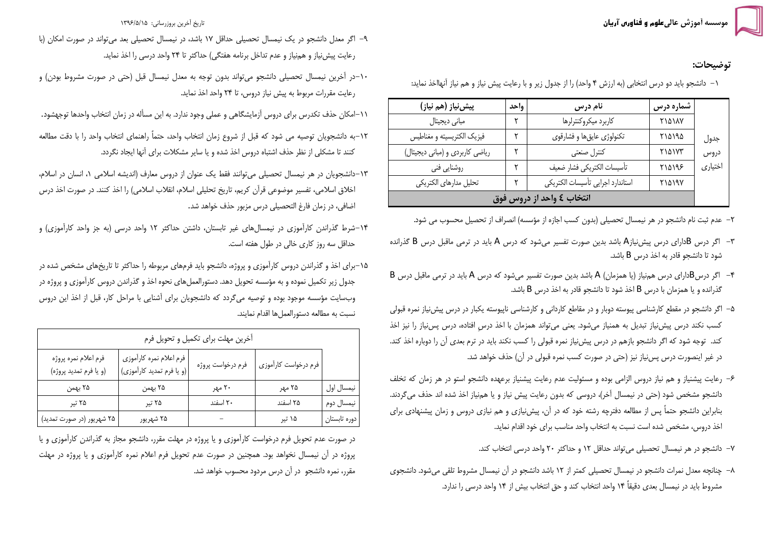## توضیحات:

۱- دانشجو باید دو درس انتخابی (به ارزش ۴ واحد) را از جدول زیر و با رعایت پیش نیاز و هم نیاز آنهااخذ نماید:

| | شماره درس | نام درس | واحد | پیش‌نیاز (هم نیاز) |
|---|---|---|---|---|
| جدول دروس اختیاری | ۲۱۵۱۸۷ | کاربرد میکروکنترلرها | ۲ | مبانی دیجیتال |
| | ۲۱۵۱۹۵ | تکنولوژی عایق‌ها و فشارقوی | ۲ | فیزیک الکتریسیته و مغناطیس |
| | ۲۱۵۱۷۳ | کنترل صنعتی | ۲ | ریاضی کاربردی و (مبانی دیجیتال) |
| | ۲۱۵۱۹۶ | تأسیسات الکتریکی فشار ضعیف | ۲ | روشنایی فنی |
| | ۲۱۵۱۹۷ | استاندارد اجرایی تأسیسات الکتریکی | ۲ | تحلیل مدارهای الکتریکی |
| | انتخاب ٤ واحد از دروس فوق | | | |

۲- عدم ثبت نام دانشجو در هر نیمسال تحصیلی (بدون کسب اجازه از مؤسسه) انصراف از تحصیل محسوب می شود.

۳- اگر درس Bدارای درس پیش‌نیازA باشد بدین صورت تفسیر می‌شود که درس A باید در ترمی ماقبل درس B گذرانده شود تا دانشجو قادر به اخذ درس B باشد.

۴- اگر درسBدارای درس هم‌نیاز (یا همزمان) A باشد بدین صورت تفسیر می‌شود که درس A باید در ترمی ماقبل درس B گذرانده و یا همزمان با درس B اخذ شود تا دانشجو قادر به اخذ درس B باشد.

۵- اگر دانشجو در مقطع کارشناسی پیوسته دوبار و در مقاطع کاردانی و کارشناسی ناپیوسته یکبار در درس پیش‌نیاز نمره قبولی کسب نکند درس پیش‌نیاز تبدیل به همنیاز می‌شود. یعنی می‌تواند همزمان با اخذ درس افتاده، درس پس‌نیاز را نیز اخذ کند. توجه شود که اگر دانشجو بازهم در درس پیش‌نیاز نمره قبولی را کسب نکند باید در ترم بعدی آن را دوباره اخذ کند. در غیر اینصورت درس پس‌نیاز نیز (حتی در صورت کسب نمره قبولی در آن) حذف خواهد شد.

۶- رعایت پیشنیاز و هم نیاز دروس الزامی بوده و مسئولیت عدم رعایت پیشنیاز برعهده دانشجو استو در هر زمان که تخلف دانشجو مشخص شود (حتی در نیمسال آخر)، دروسی که بدون رعایت پیش نیاز و یا همنیاز اخذ شده اند حذف می‌گردند. بنابراین دانشجو حتماً پس از مطالعه دفترچه رشته خود که در آن، پیش‌نیازی و هم نیازی دروس و زمان پیشنهادی برای اخذ دروس، مشخص شده است نسبت به انتخاب واحد مناسب برای خود اقدام نماید.

۷- دانشجو در هر نیمسال تحصیلی می‌تواند حداقل ۱۲ و حداکثر ۲۰ واحد درسی انتخاب کند.

۸- چنانچه معدل نمرات دانشجو در نیمسال تحصیلی کمتر از ۱۲ باشد دانشجو در آن نیمسال مشروط تلقی می‌شود. دانشجوی مشروط باید در نیمسال بعدی دقیقاً ۱۴ واحد انتخاب کند و حق انتخاب بیش از ۱۴ واحد درسی را ندارد.

۹- اگر معدل دانشجو در یک نیمسال تحصیلی حداقل ۱۷ باشد، در نیمسال تحصیلی بعد می‌تواند در صورت امکان (با رعایت پیش‌نیاز و هم‌نیاز و عدم تداخل برنامه هفتگی) حداکثر تا ۲۴ واحد درسی را اخذ نماید.

۱۰-در آخرین نیمسال تحصیلی دانشجو می‌تواند بدون توجه به معدل نیمسال قبل (حتی در صورت مشروط بودن) و رعایت مقررات مربوط به پیش نیاز دروس، تا ۲۴ واحد اخذ نماید.

۱۱-امکان حذف تکدرس برای دروس آزمایشگاهی و عملی وجود ندارد. به این مسأله در زمان انتخاب واحدها توجهشود.

۱۲-به دانشجویان توصیه می شود که قبل از شروع زمان انتخاب واحد، حتماً راهنمای انتخاب واحد را با دقت مطالعه کنند تا مشکلی از نظر حذف اشتباه دروس اخذ شده و یا سایر مشکلات برای آنها ایجاد نگردد.

۱۳-دانشجویان در هر نیمسال تحصیلی می‌توانند فقط یک عنوان از دروس معارف (اندیشه اسلامی ۱، انسان در اسلام، اخلاق اسلامی، تفسیر موضوعی قرآن کریم، تاریخ تحلیلی اسلام، انقلاب اسلامی) را اخذ کنند. در صورت اخذ درس اضافی، در زمان فارغ التحصیلی درس مزبور حذف خواهد شد.

۱۴-شرط گذراندن کارآموزی در نیمسال‌های غیر تابستان، داشتن حداکثر ۱۲ واحد درسی (به جز واحد کارآموزی) و حداقل سه روز کاری خالی در طول هفته است.

۱۵-برای اخذ و گذراندن دروس کارآموزی و پروژه، دانشجو باید فرم‌های مربوطه را حداکثر تا تاریخ‌های مشخص شده در جدول زیر تکمیل نموده و به مؤسسه تحویل دهد. دستورالعمل‌های نحوه اخذ و گذراندن دروس کارآموزی و پروژه در وب‌سایت مؤسسه موجود بوده و توصیه می‌گردد که دانشجویان برای آشنایی با مراحل کار، قبل از اخذ این دروس نسبت به مطالعه دستورالعمل‌ها اقدام نمایند.

| آخرین مهلت برای تکمیل و تحویل فرم | | | | |
|---|---|---|---|---|
| | فرم درخواست کارآموزی | فرم درخواست پروژه | فرم اعلام نمره کارآموزی (و یا فرم تمدید کارآموزی) | فرم اعلام نمره پروژه (و یا فرم تمدید پروژه) |
| نیمسال اول | ۲۵ مهر | ۲۰ مهر | ۲۵ بهمن | ۲۵ بهمن |
| نیمسال دوم | ۲۵ اسفند | ۲۰ اسفند | ۲۵ تیر | ۲۵ تیر |
| دوره تابستان | ۱۵ تیر | – | ۲۵ شهریور | ۲۵ شهریور (در صورت تمدید) |

در صورت عدم تحویل فرم درخواست کارآموزی و یا پروژه در مهلت مقرر، دانشجو مجاز به گذراندن کارآموزی و یا پروژه در آن نیمسال نخواهد بود. همچنین در صورت عدم تحویل فرم اعلام نمره کارآموزی و یا پروژه در مهلت مقرر، نمره دانشجو در آن درس مردود محسوب خواهد شد.